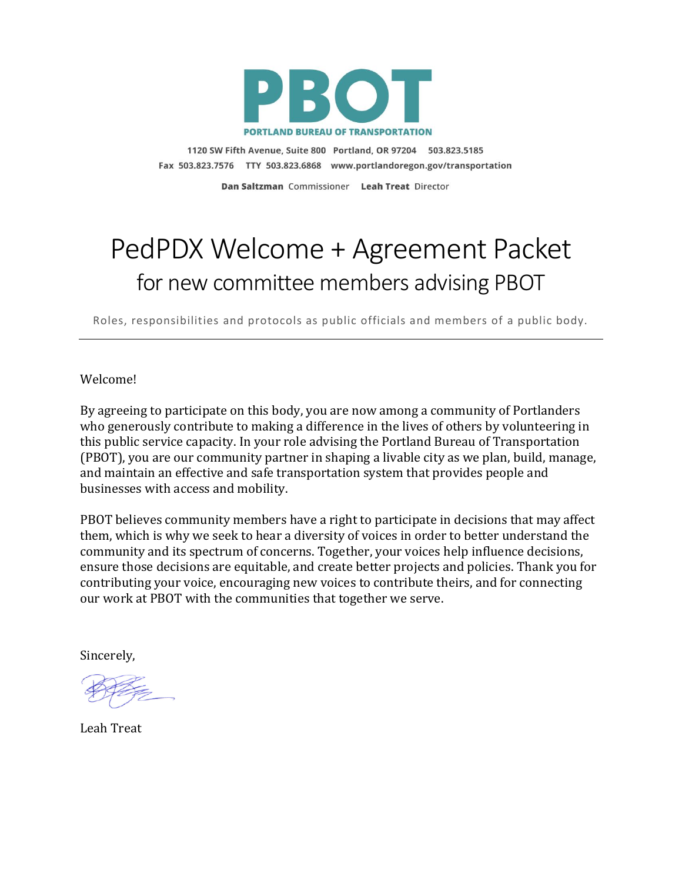# PBOT

**PORTLAND BUREAU OF TRANSPORTATION**

**1120 SW Fifth Avenue, Suite 800 Portland, OR 97204 503.823.5185**
**Fax 503.823.7576 TTY 503.823.6868 www.portlandoregon.gov/transportation**

**Dan Saltzman** Commissioner **Leah Treat** Director

# PedPDX Welcome + Agreement Packet

## for new committee members advising PBOT

Roles, responsibilities and protocols as public officials and members of a public body.

---

Welcome!

By agreeing to participate on this body, you are now among a community of Portlanders who generously contribute to making a difference in the lives of others by volunteering in this public service capacity. In your role advising the Portland Bureau of Transportation (PBOT), you are our community partner in shaping a livable city as we plan, build, manage, and maintain an effective and safe transportation system that provides people and businesses with access and mobility.

PBOT believes community members have a right to participate in decisions that may affect them, which is why we seek to hear a diversity of voices in order to better understand the community and its spectrum of concerns. Together, your voices help influence decisions, ensure those decisions are equitable, and create better projects and policies. Thank you for contributing your voice, encouraging new voices to contribute theirs, and for connecting our work at PBOT with the communities that together we serve.

Sincerely,

Leah Treat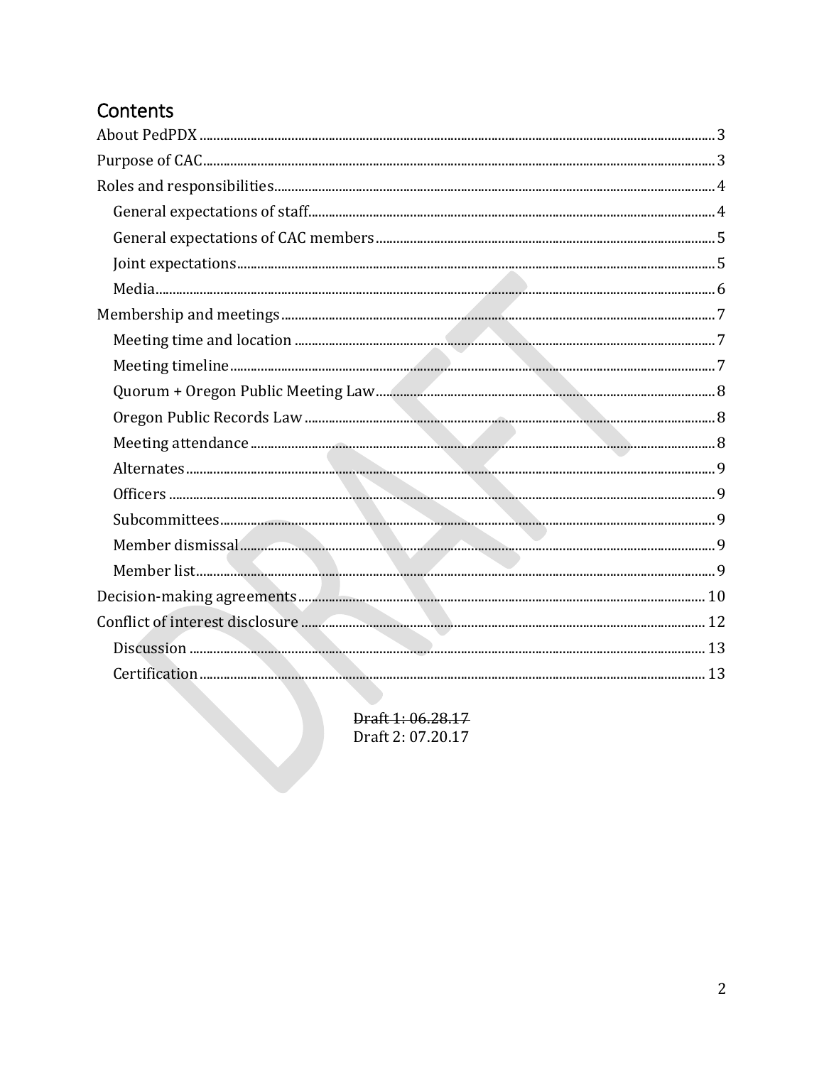# Contents

- About PedPDX ..... 3
- Purpose of CAC ..... 3
- Roles and responsibilities ..... 4
  - General expectations of staff ..... 4
  - General expectations of CAC members ..... 5
  - Joint expectations ..... 5
  - Media ..... 6
- Membership and meetings ..... 7
  - Meeting time and location ..... 7
  - Meeting timeline ..... 7
  - Quorum + Oregon Public Meeting Law ..... 8
  - Oregon Public Records Law ..... 8
  - Meeting attendance ..... 8
  - Alternates ..... 9
  - Officers ..... 9
  - Subcommittees ..... 9
  - Member dismissal ..... 9
  - Member list ..... 9
- Decision-making agreements ..... 10
- Conflict of interest disclosure ..... 12
  - Discussion ..... 13
  - Certification ..... 13

~~Draft 1: 06.28.17~~
Draft 2: 07.20.17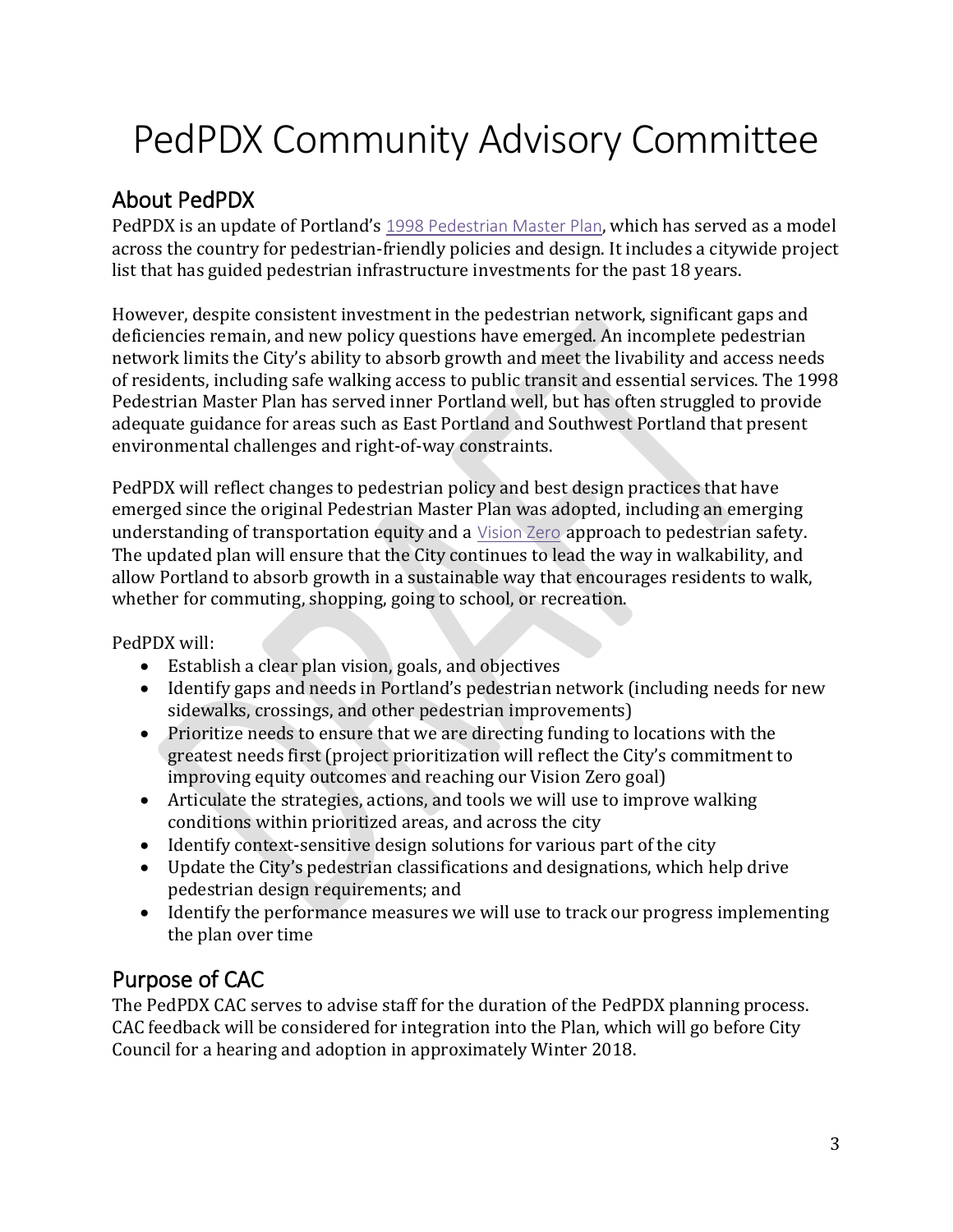# PedPDX Community Advisory Committee

## About PedPDX

PedPDX is an update of Portland's 1998 Pedestrian Master Plan, which has served as a model across the country for pedestrian-friendly policies and design. It includes a citywide project list that has guided pedestrian infrastructure investments for the past 18 years.

However, despite consistent investment in the pedestrian network, significant gaps and deficiencies remain, and new policy questions have emerged. An incomplete pedestrian network limits the City's ability to absorb growth and meet the livability and access needs of residents, including safe walking access to public transit and essential services. The 1998 Pedestrian Master Plan has served inner Portland well, but has often struggled to provide adequate guidance for areas such as East Portland and Southwest Portland that present environmental challenges and right-of-way constraints.

PedPDX will reflect changes to pedestrian policy and best design practices that have emerged since the original Pedestrian Master Plan was adopted, including an emerging understanding of transportation equity and a Vision Zero approach to pedestrian safety. The updated plan will ensure that the City continues to lead the way in walkability, and allow Portland to absorb growth in a sustainable way that encourages residents to walk, whether for commuting, shopping, going to school, or recreation.

PedPDX will:

- Establish a clear plan vision, goals, and objectives
- Identify gaps and needs in Portland's pedestrian network (including needs for new sidewalks, crossings, and other pedestrian improvements)
- Prioritize needs to ensure that we are directing funding to locations with the greatest needs first (project prioritization will reflect the City's commitment to improving equity outcomes and reaching our Vision Zero goal)
- Articulate the strategies, actions, and tools we will use to improve walking conditions within prioritized areas, and across the city
- Identify context-sensitive design solutions for various part of the city
- Update the City's pedestrian classifications and designations, which help drive pedestrian design requirements; and
- Identify the performance measures we will use to track our progress implementing the plan over time

## Purpose of CAC

The PedPDX CAC serves to advise staff for the duration of the PedPDX planning process. CAC feedback will be considered for integration into the Plan, which will go before City Council for a hearing and adoption in approximately Winter 2018.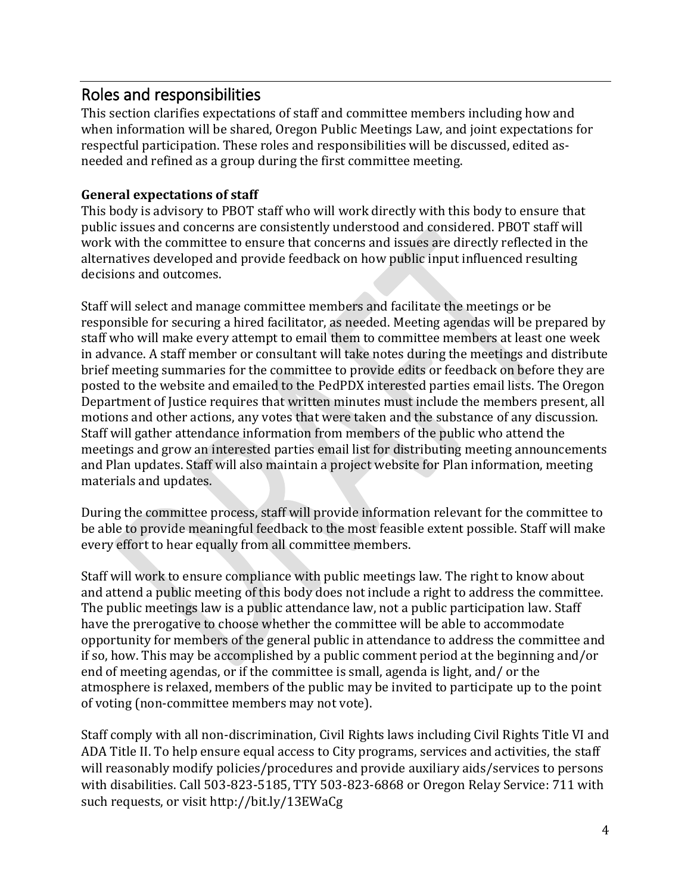## Roles and responsibilities

This section clarifies expectations of staff and committee members including how and when information will be shared, Oregon Public Meetings Law, and joint expectations for respectful participation. These roles and responsibilities will be discussed, edited as-needed and refined as a group during the first committee meeting.

**General expectations of staff**

This body is advisory to PBOT staff who will work directly with this body to ensure that public issues and concerns are consistently understood and considered. PBOT staff will work with the committee to ensure that concerns and issues are directly reflected in the alternatives developed and provide feedback on how public input influenced resulting decisions and outcomes.

Staff will select and manage committee members and facilitate the meetings or be responsible for securing a hired facilitator, as needed. Meeting agendas will be prepared by staff who will make every attempt to email them to committee members at least one week in advance. A staff member or consultant will take notes during the meetings and distribute brief meeting summaries for the committee to provide edits or feedback on before they are posted to the website and emailed to the PedPDX interested parties email lists. The Oregon Department of Justice requires that written minutes must include the members present, all motions and other actions, any votes that were taken and the substance of any discussion. Staff will gather attendance information from members of the public who attend the meetings and grow an interested parties email list for distributing meeting announcements and Plan updates. Staff will also maintain a project website for Plan information, meeting materials and updates.

During the committee process, staff will provide information relevant for the committee to be able to provide meaningful feedback to the most feasible extent possible. Staff will make every effort to hear equally from all committee members.

Staff will work to ensure compliance with public meetings law. The right to know about and attend a public meeting of this body does not include a right to address the committee. The public meetings law is a public attendance law, not a public participation law. Staff have the prerogative to choose whether the committee will be able to accommodate opportunity for members of the general public in attendance to address the committee and if so, how. This may be accomplished by a public comment period at the beginning and/or end of meeting agendas, or if the committee is small, agenda is light, and/ or the atmosphere is relaxed, members of the public may be invited to participate up to the point of voting (non-committee members may not vote).

Staff comply with all non-discrimination, Civil Rights laws including Civil Rights Title VI and ADA Title II. To help ensure equal access to City programs, services and activities, the staff will reasonably modify policies/procedures and provide auxiliary aids/services to persons with disabilities. Call 503-823-5185, TTY 503-823-6868 or Oregon Relay Service: 711 with such requests, or visit http://bit.ly/13EWaCg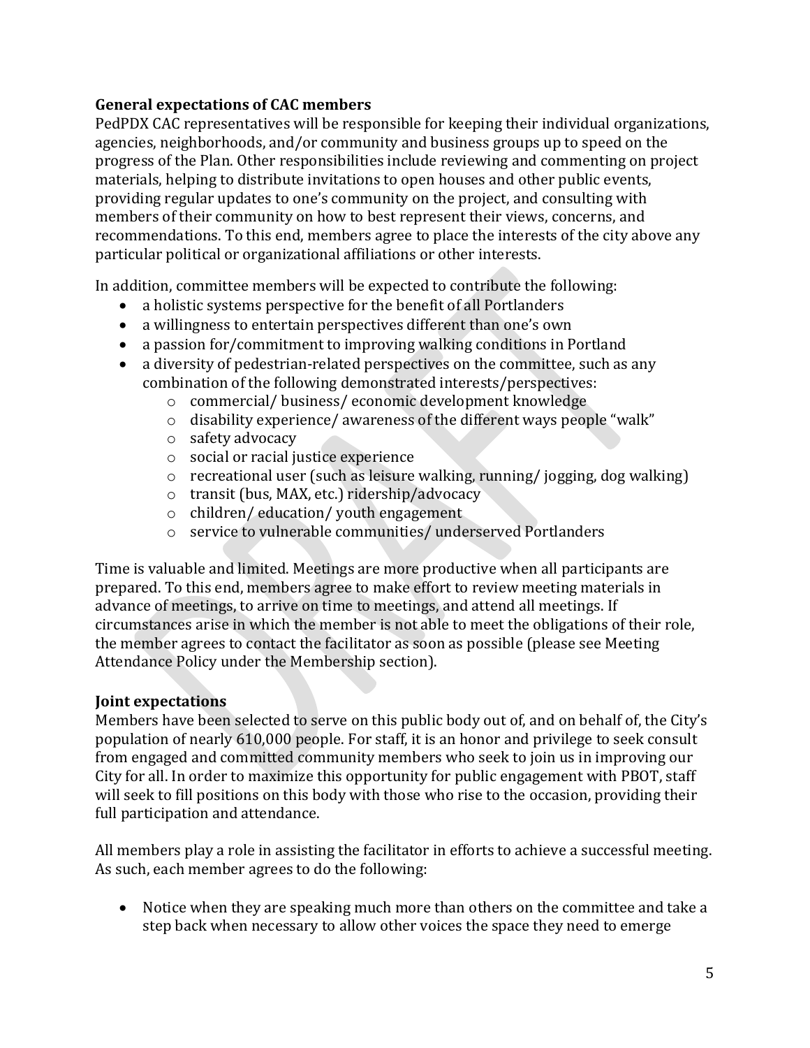**General expectations of CAC members**

PedPDX CAC representatives will be responsible for keeping their individual organizations, agencies, neighborhoods, and/or community and business groups up to speed on the progress of the Plan. Other responsibilities include reviewing and commenting on project materials, helping to distribute invitations to open houses and other public events, providing regular updates to one's community on the project, and consulting with members of their community on how to best represent their views, concerns, and recommendations. To this end, members agree to place the interests of the city above any particular political or organizational affiliations or other interests.

In addition, committee members will be expected to contribute the following:

- a holistic systems perspective for the benefit of all Portlanders
- a willingness to entertain perspectives different than one's own
- a passion for/commitment to improving walking conditions in Portland
- a diversity of pedestrian-related perspectives on the committee, such as any combination of the following demonstrated interests/perspectives:
  - commercial/ business/ economic development knowledge
  - disability experience/ awareness of the different ways people "walk"
  - safety advocacy
  - social or racial justice experience
  - recreational user (such as leisure walking, running/ jogging, dog walking)
  - transit (bus, MAX, etc.) ridership/advocacy
  - children/ education/ youth engagement
  - service to vulnerable communities/ underserved Portlanders

Time is valuable and limited. Meetings are more productive when all participants are prepared. To this end, members agree to make effort to review meeting materials in advance of meetings, to arrive on time to meetings, and attend all meetings. If circumstances arise in which the member is not able to meet the obligations of their role, the member agrees to contact the facilitator as soon as possible (please see Meeting Attendance Policy under the Membership section).

**Joint expectations**

Members have been selected to serve on this public body out of, and on behalf of, the City's population of nearly 610,000 people. For staff, it is an honor and privilege to seek consult from engaged and committed community members who seek to join us in improving our City for all. In order to maximize this opportunity for public engagement with PBOT, staff will seek to fill positions on this body with those who rise to the occasion, providing their full participation and attendance.

All members play a role in assisting the facilitator in efforts to achieve a successful meeting. As such, each member agrees to do the following:

- Notice when they are speaking much more than others on the committee and take a step back when necessary to allow other voices the space they need to emerge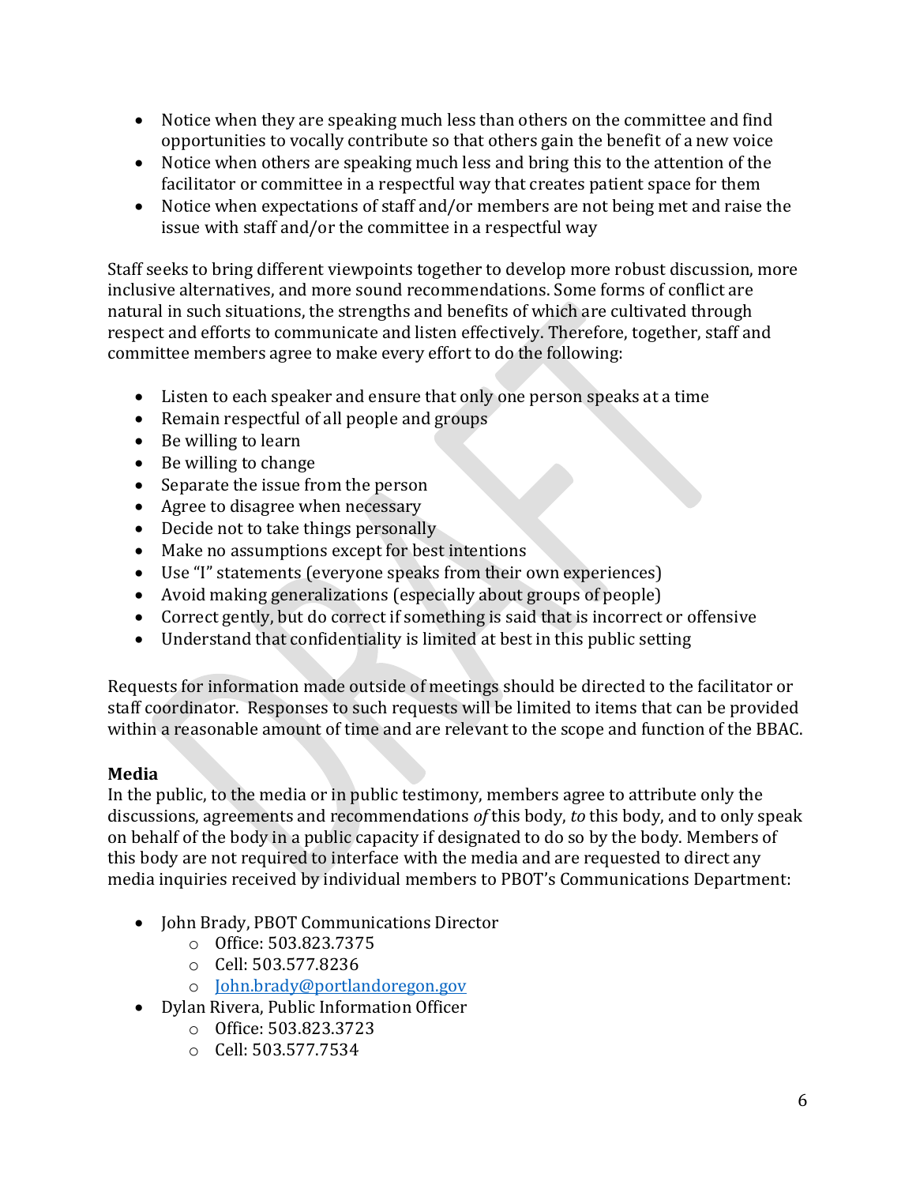- Notice when they are speaking much less than others on the committee and find opportunities to vocally contribute so that others gain the benefit of a new voice
- Notice when others are speaking much less and bring this to the attention of the facilitator or committee in a respectful way that creates patient space for them
- Notice when expectations of staff and/or members are not being met and raise the issue with staff and/or the committee in a respectful way

Staff seeks to bring different viewpoints together to develop more robust discussion, more inclusive alternatives, and more sound recommendations. Some forms of conflict are natural in such situations, the strengths and benefits of which are cultivated through respect and efforts to communicate and listen effectively. Therefore, together, staff and committee members agree to make every effort to do the following:

- Listen to each speaker and ensure that only one person speaks at a time
- Remain respectful of all people and groups
- Be willing to learn
- Be willing to change
- Separate the issue from the person
- Agree to disagree when necessary
- Decide not to take things personally
- Make no assumptions except for best intentions
- Use "I" statements (everyone speaks from their own experiences)
- Avoid making generalizations (especially about groups of people)
- Correct gently, but do correct if something is said that is incorrect or offensive
- Understand that confidentiality is limited at best in this public setting

Requests for information made outside of meetings should be directed to the facilitator or staff coordinator. Responses to such requests will be limited to items that can be provided within a reasonable amount of time and are relevant to the scope and function of the BBAC.

**Media**

In the public, to the media or in public testimony, members agree to attribute only the discussions, agreements and recommendations *of* this body, *to* this body, and to only speak on behalf of the body in a public capacity if designated to do so by the body. Members of this body are not required to interface with the media and are requested to direct any media inquiries received by individual members to PBOT's Communications Department:

- John Brady, PBOT Communications Director
  - Office: 503.823.7375
  - Cell: 503.577.8236
  - [John.brady@portlandoregon.gov](mailto:John.brady@portlandoregon.gov)
- Dylan Rivera, Public Information Officer
  - Office: 503.823.3723
  - Cell: 503.577.7534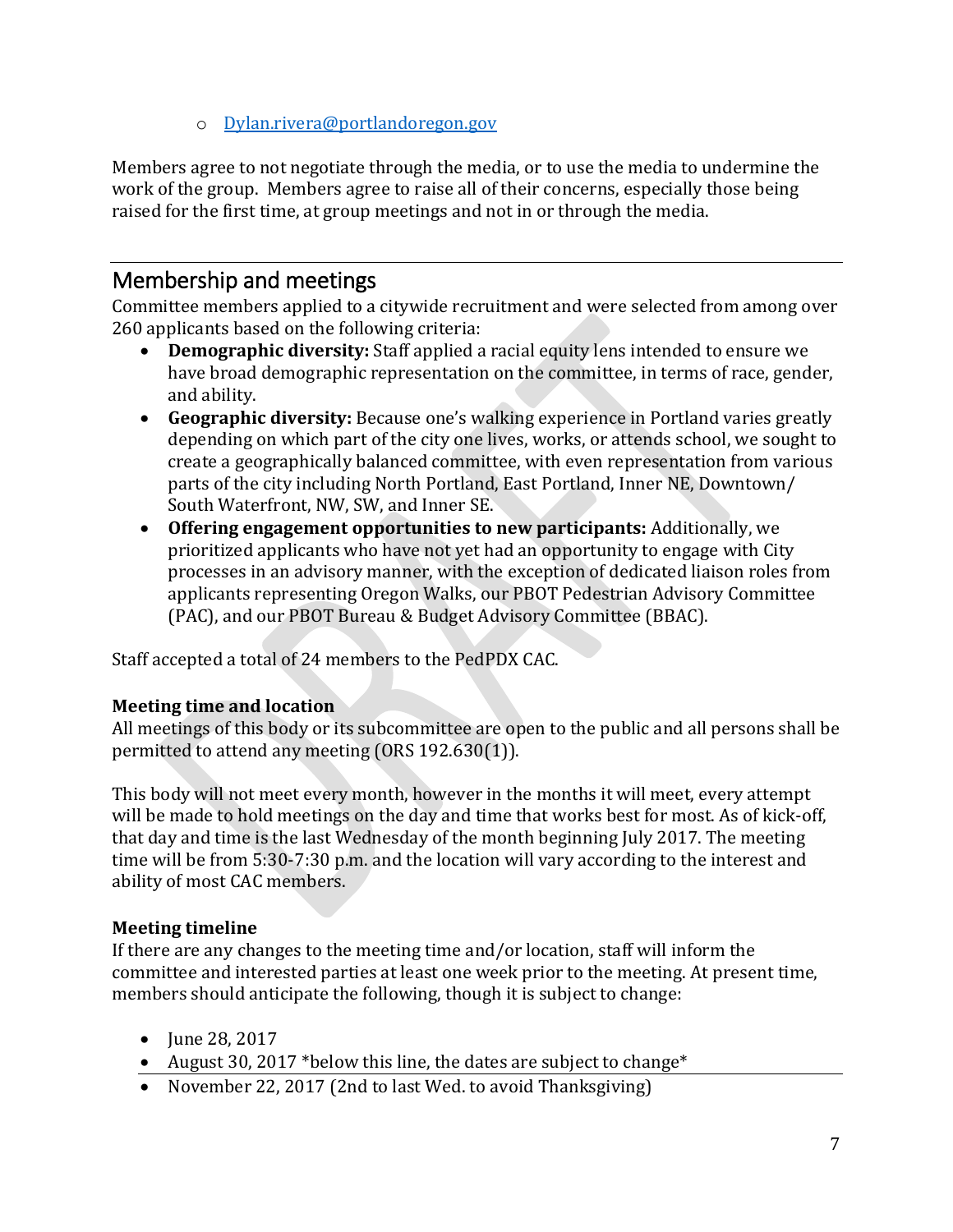- Dylan.rivera@portlandoregon.gov

Members agree to not negotiate through the media, or to use the media to undermine the work of the group. Members agree to raise all of their concerns, especially those being raised for the first time, at group meetings and not in or through the media.

## Membership and meetings

Committee members applied to a citywide recruitment and were selected from among over 260 applicants based on the following criteria:

- **Demographic diversity:** Staff applied a racial equity lens intended to ensure we have broad demographic representation on the committee, in terms of race, gender, and ability.
- **Geographic diversity:** Because one's walking experience in Portland varies greatly depending on which part of the city one lives, works, or attends school, we sought to create a geographically balanced committee, with even representation from various parts of the city including North Portland, East Portland, Inner NE, Downtown/ South Waterfront, NW, SW, and Inner SE.
- **Offering engagement opportunities to new participants:** Additionally, we prioritized applicants who have not yet had an opportunity to engage with City processes in an advisory manner, with the exception of dedicated liaison roles from applicants representing Oregon Walks, our PBOT Pedestrian Advisory Committee (PAC), and our PBOT Bureau & Budget Advisory Committee (BBAC).

Staff accepted a total of 24 members to the PedPDX CAC.

### Meeting time and location

All meetings of this body or its subcommittee are open to the public and all persons shall be permitted to attend any meeting (ORS 192.630(1)).

This body will not meet every month, however in the months it will meet, every attempt will be made to hold meetings on the day and time that works best for most. As of kick-off, that day and time is the last Wednesday of the month beginning July 2017. The meeting time will be from 5:30-7:30 p.m. and the location will vary according to the interest and ability of most CAC members.

### Meeting timeline

If there are any changes to the meeting time and/or location, staff will inform the committee and interested parties at least one week prior to the meeting. At present time, members should anticipate the following, though it is subject to change:

- June 28, 2017
- August 30, 2017 *below this line, the dates are subject to change*
- November 22, 2017 (2nd to last Wed. to avoid Thanksgiving)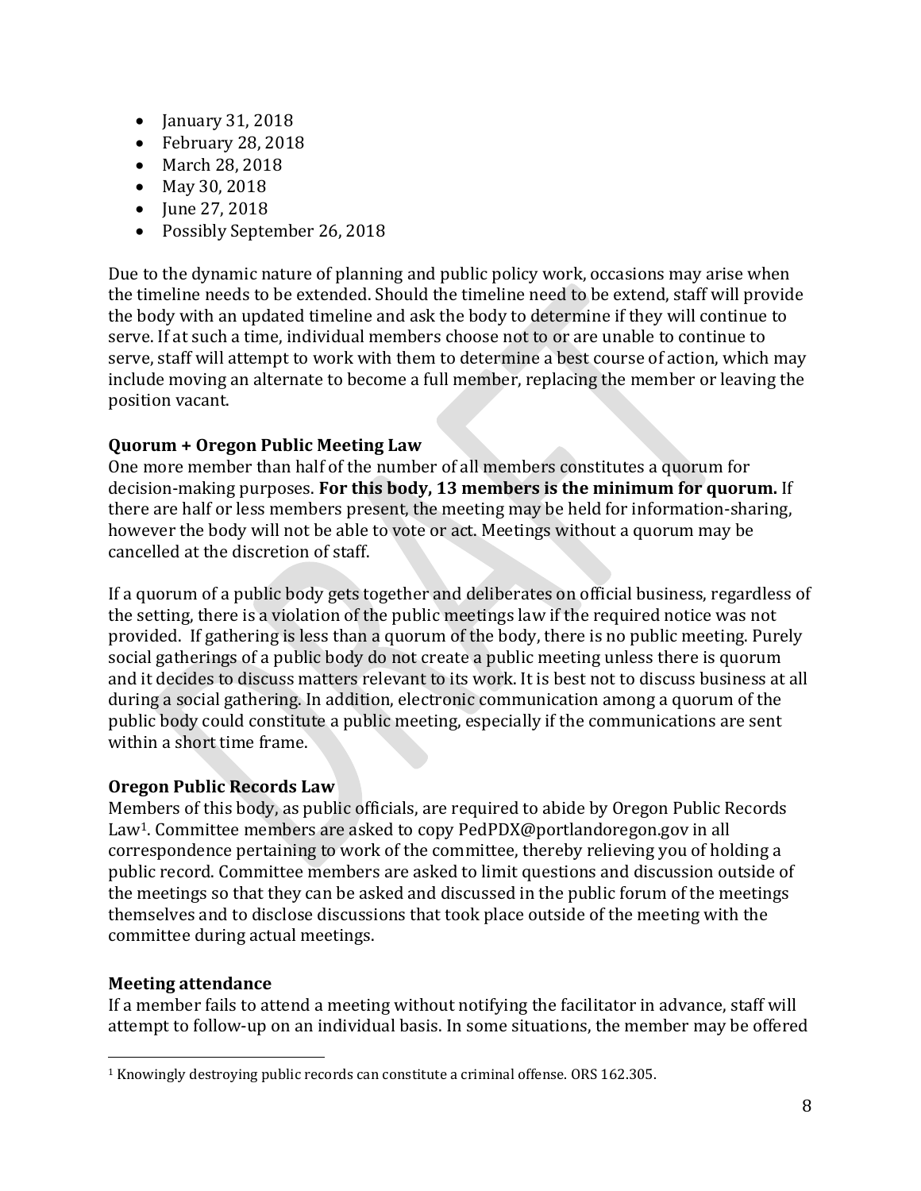- January 31, 2018
- February 28, 2018
- March 28, 2018
- May 30, 2018
- June 27, 2018
- Possibly September 26, 2018

Due to the dynamic nature of planning and public policy work, occasions may arise when the timeline needs to be extended. Should the timeline need to be extend, staff will provide the body with an updated timeline and ask the body to determine if they will continue to serve. If at such a time, individual members choose not to or are unable to continue to serve, staff will attempt to work with them to determine a best course of action, which may include moving an alternate to become a full member, replacing the member or leaving the position vacant.

**Quorum + Oregon Public Meeting Law**

One more member than half of the number of all members constitutes a quorum for decision-making purposes. **For this body, 13 members is the minimum for quorum.** If there are half or less members present, the meeting may be held for information-sharing, however the body will not be able to vote or act. Meetings without a quorum may be cancelled at the discretion of staff.

If a quorum of a public body gets together and deliberates on official business, regardless of the setting, there is a violation of the public meetings law if the required notice was not provided. If gathering is less than a quorum of the body, there is no public meeting. Purely social gatherings of a public body do not create a public meeting unless there is quorum and it decides to discuss matters relevant to its work. It is best not to discuss business at all during a social gathering. In addition, electronic communication among a quorum of the public body could constitute a public meeting, especially if the communications are sent within a short time frame.

**Oregon Public Records Law**

Members of this body, as public officials, are required to abide by Oregon Public Records Law[1]. Committee members are asked to copy PedPDX@portlandoregon.gov in all correspondence pertaining to work of the committee, thereby relieving you of holding a public record. Committee members are asked to limit questions and discussion outside of the meetings so that they can be asked and discussed in the public forum of the meetings themselves and to disclose discussions that took place outside of the meeting with the committee during actual meetings.

**Meeting attendance**

If a member fails to attend a meeting without notifying the facilitator in advance, staff will attempt to follow-up on an individual basis. In some situations, the member may be offered

[1] Knowingly destroying public records can constitute a criminal offense. ORS 162.305.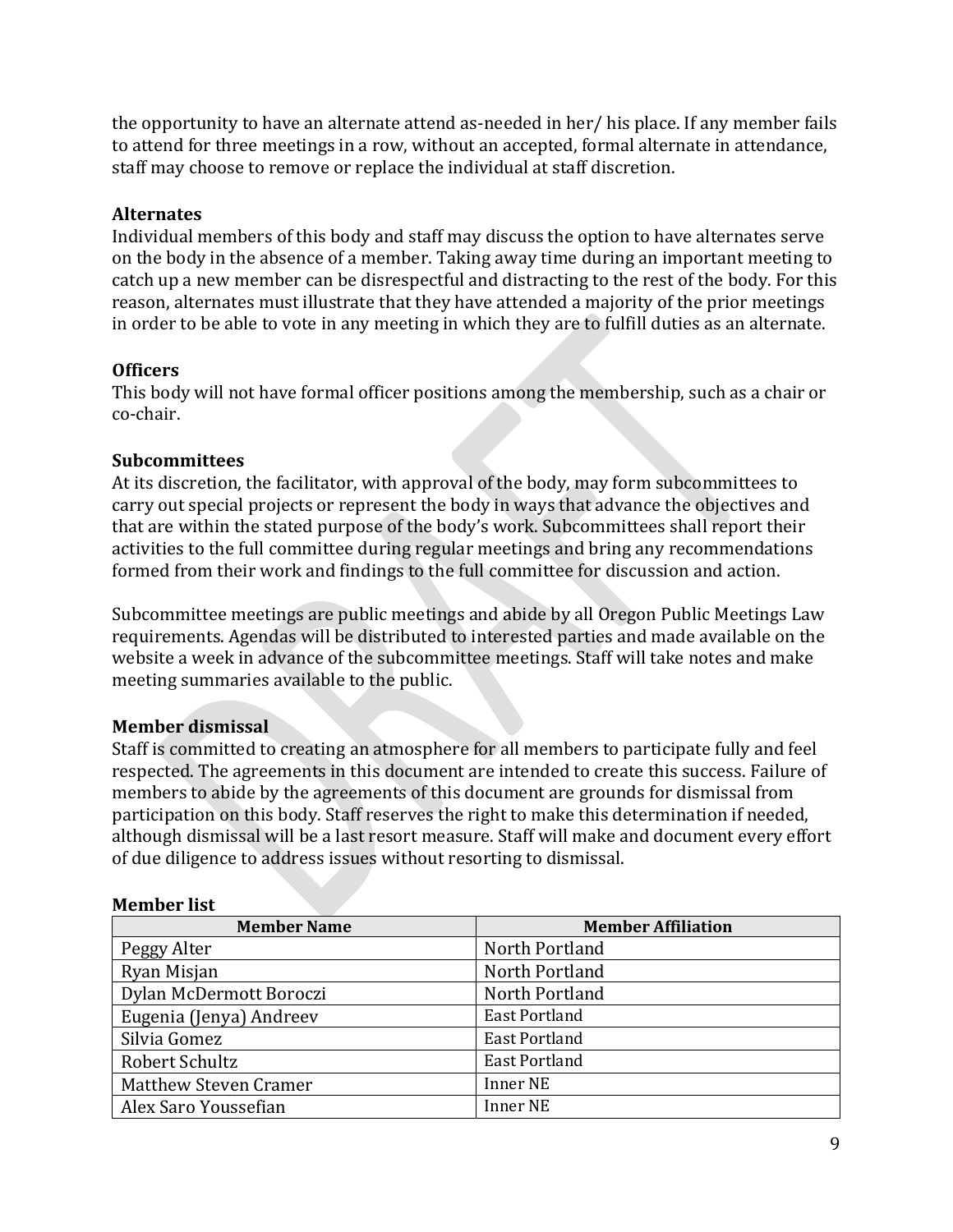the opportunity to have an alternate attend as-needed in her/ his place. If any member fails to attend for three meetings in a row, without an accepted, formal alternate in attendance, staff may choose to remove or replace the individual at staff discretion.

**Alternates**
Individual members of this body and staff may discuss the option to have alternates serve on the body in the absence of a member. Taking away time during an important meeting to catch up a new member can be disrespectful and distracting to the rest of the body. For this reason, alternates must illustrate that they have attended a majority of the prior meetings in order to be able to vote in any meeting in which they are to fulfill duties as an alternate.

**Officers**
This body will not have formal officer positions among the membership, such as a chair or co-chair.

**Subcommittees**
At its discretion, the facilitator, with approval of the body, may form subcommittees to carry out special projects or represent the body in ways that advance the objectives and that are within the stated purpose of the body's work. Subcommittees shall report their activities to the full committee during regular meetings and bring any recommendations formed from their work and findings to the full committee for discussion and action.

Subcommittee meetings are public meetings and abide by all Oregon Public Meetings Law requirements. Agendas will be distributed to interested parties and made available on the website a week in advance of the subcommittee meetings. Staff will take notes and make meeting summaries available to the public.

**Member dismissal**
Staff is committed to creating an atmosphere for all members to participate fully and feel respected. The agreements in this document are intended to create this success. Failure of members to abide by the agreements of this document are grounds for dismissal from participation on this body. Staff reserves the right to make this determination if needed, although dismissal will be a last resort measure. Staff will make and document every effort of due diligence to address issues without resorting to dismissal.

**Member list**

| Member Name | Member Affiliation |
|---|---|
| Peggy Alter | North Portland |
| Ryan Misjan | North Portland |
| Dylan McDermott Boroczi | North Portland |
| Eugenia (Jenya) Andreev | East Portland |
| Silvia Gomez | East Portland |
| Robert Schultz | East Portland |
| Matthew Steven Cramer | Inner NE |
| Alex Saro Youssefian | Inner NE |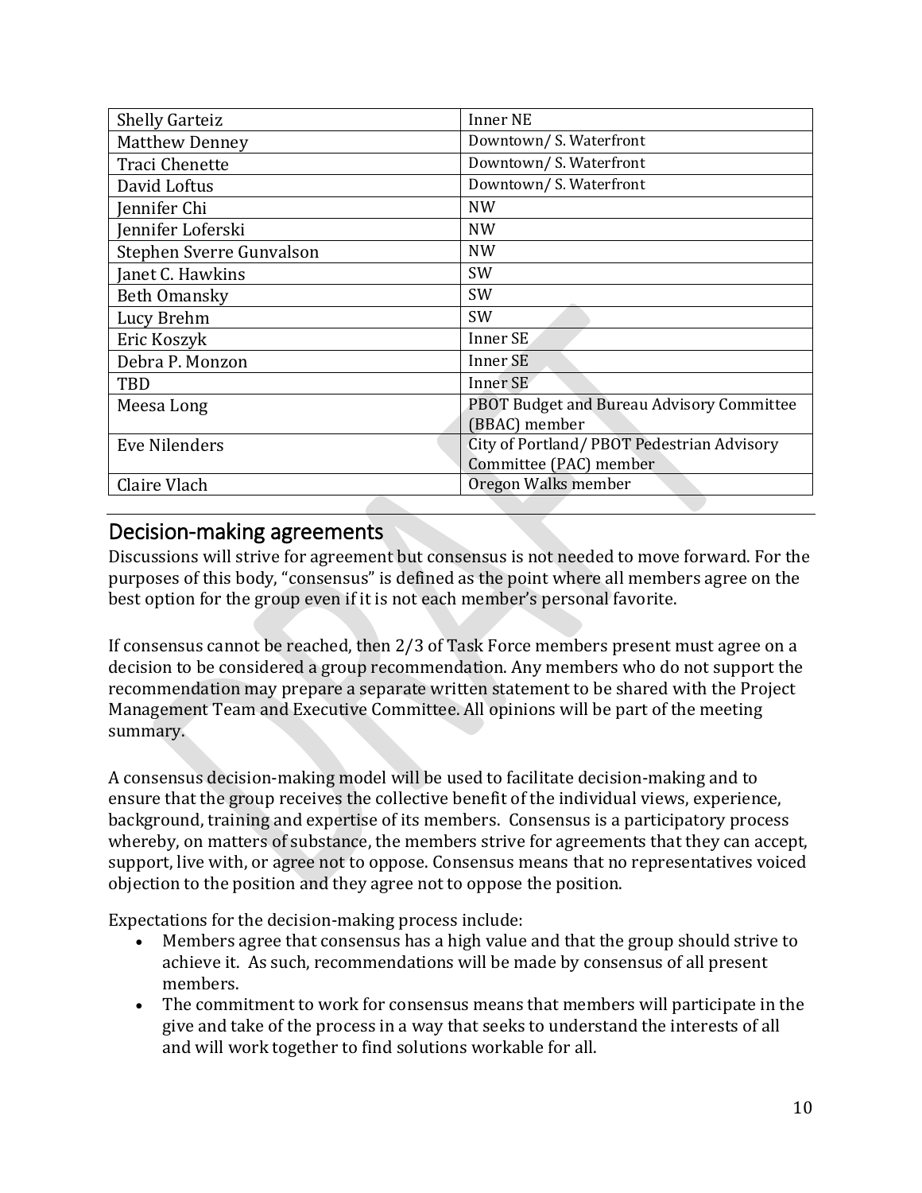| | |
|---|---|
| Shelly Garteiz | Inner NE |
| Matthew Denney | Downtown/ S. Waterfront |
| Traci Chenette | Downtown/ S. Waterfront |
| David Loftus | Downtown/ S. Waterfront |
| Jennifer Chi | NW |
| Jennifer Loferski | NW |
| Stephen Sverre Gunvalson | NW |
| Janet C. Hawkins | SW |
| Beth Omansky | SW |
| Lucy Brehm | SW |
| Eric Koszyk | Inner SE |
| Debra P. Monzon | Inner SE |
| TBD | Inner SE |
| Meesa Long | PBOT Budget and Bureau Advisory Committee (BBAC) member |
| Eve Nilenders | City of Portland/ PBOT Pedestrian Advisory Committee (PAC) member |
| Claire Vlach | Oregon Walks member |

## Decision-making agreements

Discussions will strive for agreement but consensus is not needed to move forward. For the purposes of this body, "consensus" is defined as the point where all members agree on the best option for the group even if it is not each member's personal favorite.

If consensus cannot be reached, then 2/3 of Task Force members present must agree on a decision to be considered a group recommendation. Any members who do not support the recommendation may prepare a separate written statement to be shared with the Project Management Team and Executive Committee. All opinions will be part of the meeting summary.

A consensus decision-making model will be used to facilitate decision-making and to ensure that the group receives the collective benefit of the individual views, experience, background, training and expertise of its members. Consensus is a participatory process whereby, on matters of substance, the members strive for agreements that they can accept, support, live with, or agree not to oppose. Consensus means that no representatives voiced objection to the position and they agree not to oppose the position.

Expectations for the decision-making process include:

- Members agree that consensus has a high value and that the group should strive to achieve it. As such, recommendations will be made by consensus of all present members.
- The commitment to work for consensus means that members will participate in the give and take of the process in a way that seeks to understand the interests of all and will work together to find solutions workable for all.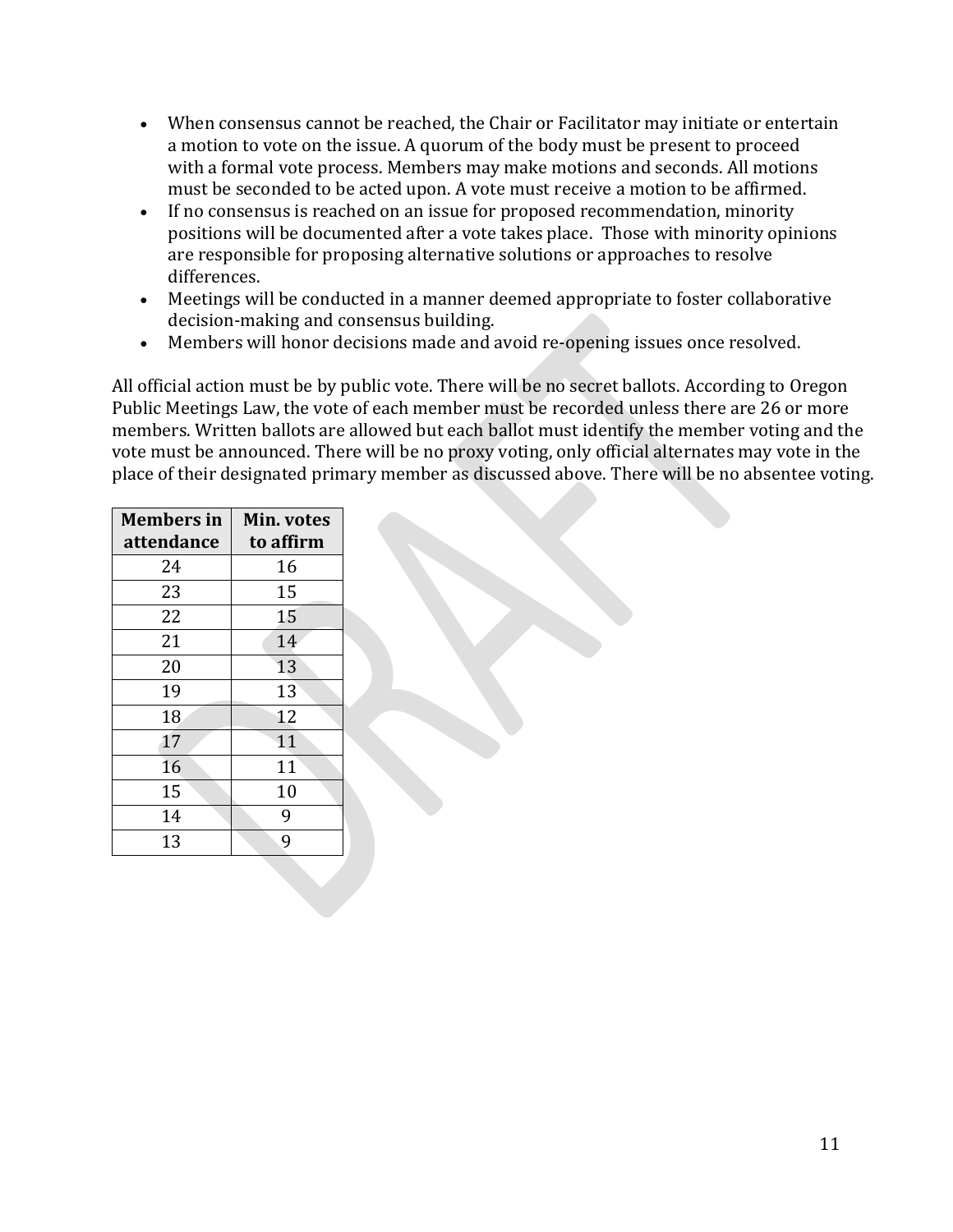- When consensus cannot be reached, the Chair or Facilitator may initiate or entertain a motion to vote on the issue. A quorum of the body must be present to proceed with a formal vote process. Members may make motions and seconds. All motions must be seconded to be acted upon. A vote must receive a motion to be affirmed.
- If no consensus is reached on an issue for proposed recommendation, minority positions will be documented after a vote takes place. Those with minority opinions are responsible for proposing alternative solutions or approaches to resolve differences.
- Meetings will be conducted in a manner deemed appropriate to foster collaborative decision-making and consensus building.
- Members will honor decisions made and avoid re-opening issues once resolved.

All official action must be by public vote. There will be no secret ballots. According to Oregon Public Meetings Law, the vote of each member must be recorded unless there are 26 or more members. Written ballots are allowed but each ballot must identify the member voting and the vote must be announced. There will be no proxy voting, only official alternates may vote in the place of their designated primary member as discussed above. There will be no absentee voting.

| Members in attendance | Min. votes to affirm |
| --- | --- |
| 24 | 16 |
| 23 | 15 |
| 22 | 15 |
| 21 | 14 |
| 20 | 13 |
| 19 | 13 |
| 18 | 12 |
| 17 | 11 |
| 16 | 11 |
| 15 | 10 |
| 14 | 9 |
| 13 | 9 |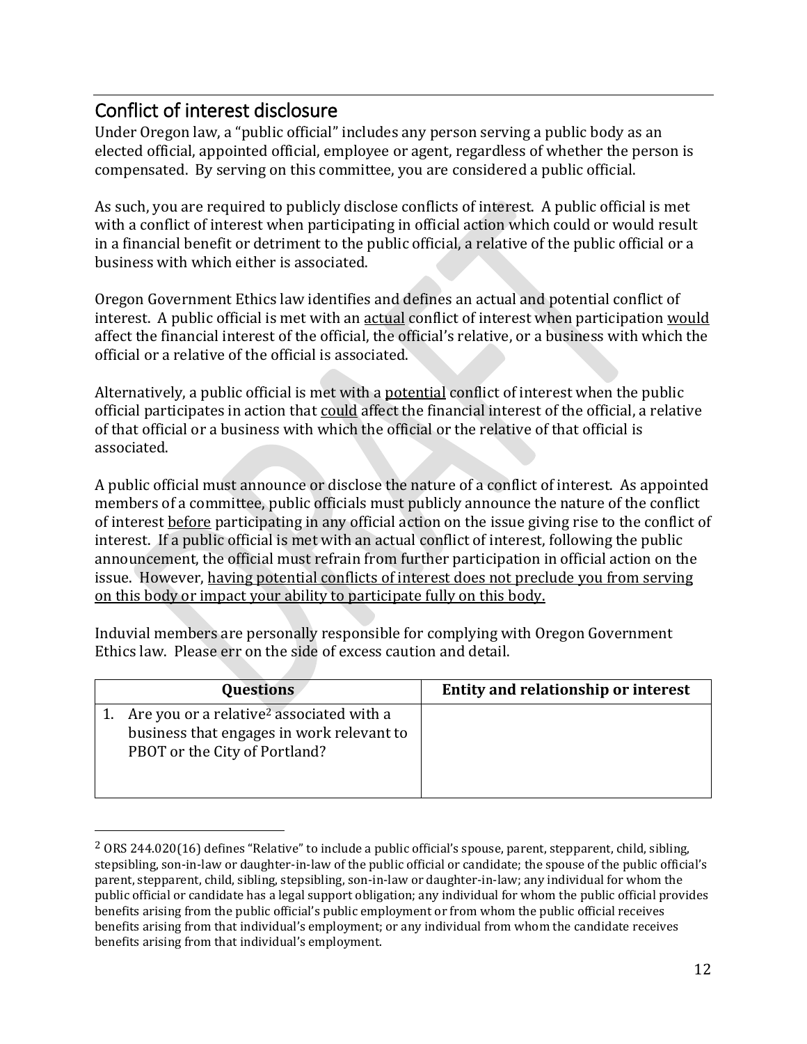## Conflict of interest disclosure

Under Oregon law, a "public official" includes any person serving a public body as an elected official, appointed official, employee or agent, regardless of whether the person is compensated. By serving on this committee, you are considered a public official.

As such, you are required to publicly disclose conflicts of interest. A public official is met with a conflict of interest when participating in official action which could or would result in a financial benefit or detriment to the public official, a relative of the public official or a business with which either is associated.

Oregon Government Ethics law identifies and defines an actual and potential conflict of interest. A public official is met with an <u>actual</u> conflict of interest when participation <u>would</u> affect the financial interest of the official, the official's relative, or a business with which the official or a relative of the official is associated.

Alternatively, a public official is met with a <u>potential</u> conflict of interest when the public official participates in action that <u>could</u> affect the financial interest of the official, a relative of that official or a business with which the official or the relative of that official is associated.

A public official must announce or disclose the nature of a conflict of interest. As appointed members of a committee, public officials must publicly announce the nature of the conflict of interest <u>before</u> participating in any official action on the issue giving rise to the conflict of interest. If a public official is met with an actual conflict of interest, following the public announcement, the official must refrain from further participation in official action on the issue. However, <u>having potential conflicts of interest does not preclude you from serving on this body or impact your ability to participate fully on this body.</u>

Induvial members are personally responsible for complying with Oregon Government Ethics law. Please err on the side of excess caution and detail.

| Questions | Entity and relationship or interest |
| --- | --- |
| 1. Are you or a relative[2] associated with a business that engages in work relevant to PBOT or the City of Portland? | |

[2] ORS 244.020(16) defines "Relative" to include a public official's spouse, parent, stepparent, child, sibling, stepsibling, son-in-law or daughter-in-law of the public official or candidate; the spouse of the public official's parent, stepparent, child, sibling, stepsibling, son-in-law or daughter-in-law; any individual for whom the public official or candidate has a legal support obligation; any individual for whom the public official provides benefits arising from the public official's public employment or from whom the public official receives benefits arising from that individual's employment; or any individual from whom the candidate receives benefits arising from that individual's employment.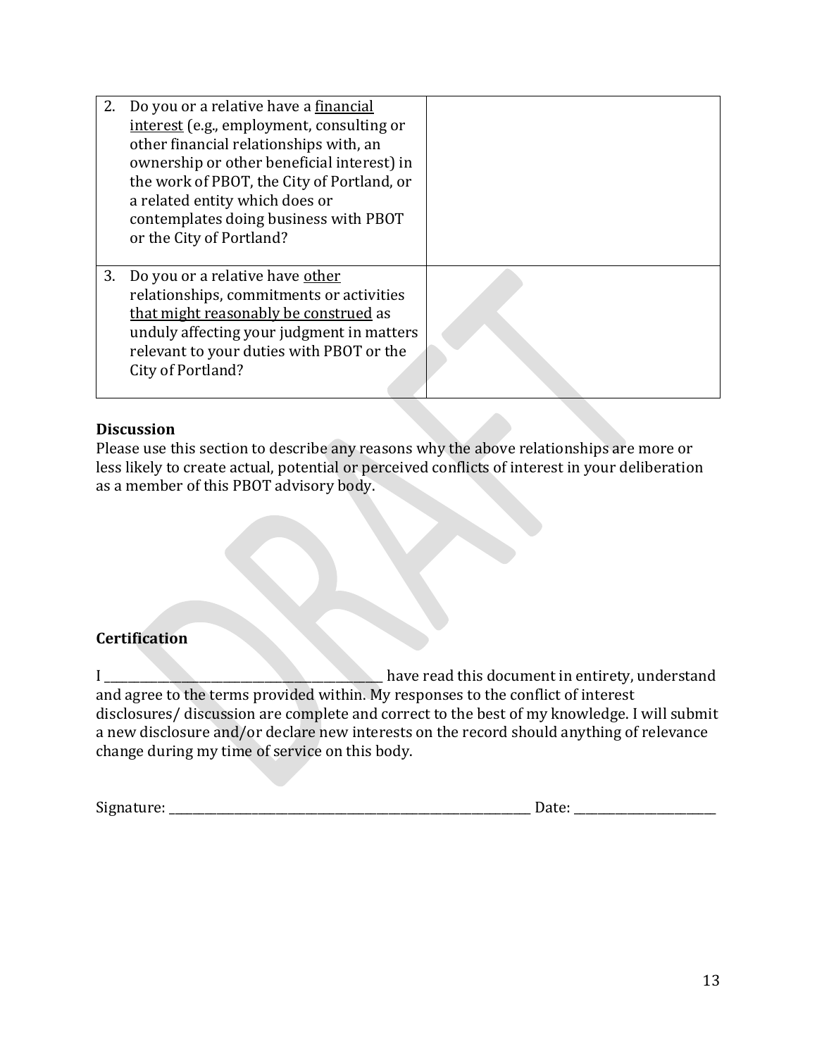| | |
|---|---|
| 2. Do you or a relative have a <u>financial interest</u> (e.g., employment, consulting or other financial relationships with, an ownership or other beneficial interest) in the work of PBOT, the City of Portland, or a related entity which does or contemplates doing business with PBOT or the City of Portland? | |
| 3. Do you or a relative have <u>other</u> relationships, commitments or activities <u>that might reasonably be construed</u> as unduly affecting your judgment in matters relevant to your duties with PBOT or the City of Portland? | |

**Discussion**

Please use this section to describe any reasons why the above relationships are more or less likely to create actual, potential or perceived conflicts of interest in your deliberation as a member of this PBOT advisory body.

**Certification**

I _______________________________________________ have read this document in entirety, understand and agree to the terms provided within. My responses to the conflict of interest disclosures/ discussion are complete and correct to the best of my knowledge. I will submit a new disclosure and/or declare new interests on the record should anything of relevance change during my time of service on this body.

Signature: _______________________________________________________________ Date: ________________________